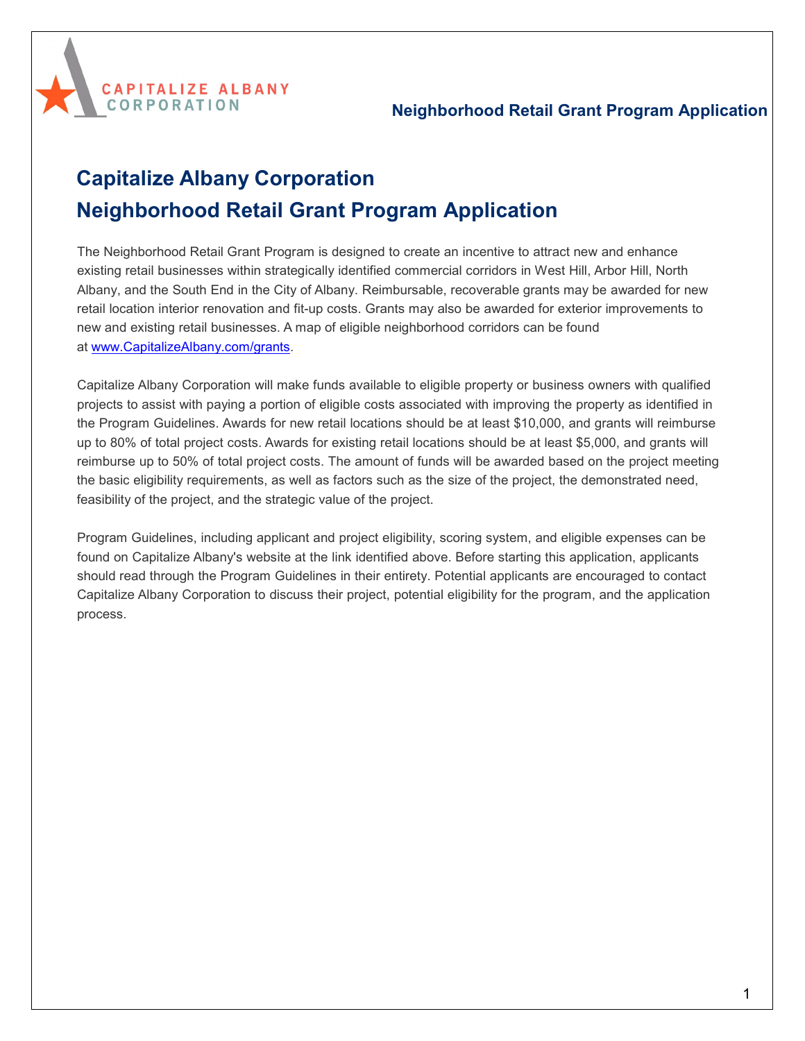# Capitalize Albany Corporation
# Neighborhood Retail Grant Program Application

The Neighborhood Retail Grant Program is designed to create an incentive to attract new and enhance existing retail businesses within strategically identified commercial corridors in West Hill, Arbor Hill, North Albany, and the South End in the City of Albany. Reimbursable, recoverable grants may be awarded for new retail location interior renovation and fit-up costs. Grants may also be awarded for exterior improvements to new and existing retail businesses. A map of eligible neighborhood corridors can be found at [www.CapitalizeAlbany.com/grants](http://www.CapitalizeAlbany.com/grants).

Capitalize Albany Corporation will make funds available to eligible property or business owners with qualified projects to assist with paying a portion of eligible costs associated with improving the property as identified in the Program Guidelines. Awards for new retail locations should be at least $10,000, and grants will reimburse up to 80% of total project costs. Awards for existing retail locations should be at least $5,000, and grants will reimburse up to 50% of total project costs. The amount of funds will be awarded based on the project meeting the basic eligibility requirements, as well as factors such as the size of the project, the demonstrated need, feasibility of the project, and the strategic value of the project.

Program Guidelines, including applicant and project eligibility, scoring system, and eligible expenses can be found on Capitalize Albany's website at the link identified above. Before starting this application, applicants should read through the Program Guidelines in their entirety. Potential applicants are encouraged to contact Capitalize Albany Corporation to discuss their project, potential eligibility for the program, and the application process.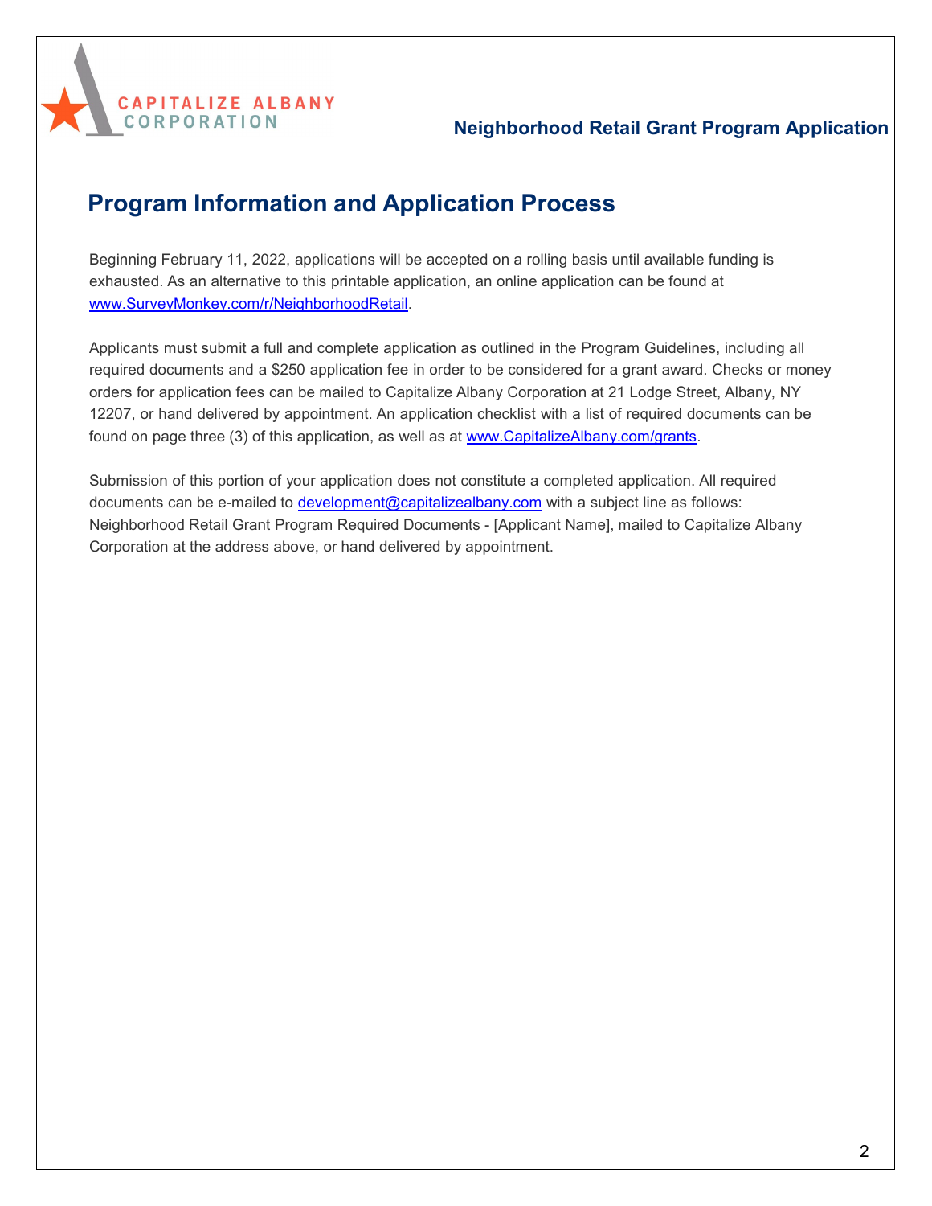# Program Information and Application Process

Beginning February 11, 2022, applications will be accepted on a rolling basis until available funding is exhausted. As an alternative to this printable application, an online application can be found at www.SurveyMonkey.com/r/NeighborhoodRetail.

Applicants must submit a full and complete application as outlined in the Program Guidelines, including all required documents and a $250 application fee in order to be considered for a grant award. Checks or money orders for application fees can be mailed to Capitalize Albany Corporation at 21 Lodge Street, Albany, NY 12207, or hand delivered by appointment. An application checklist with a list of required documents can be found on page three (3) of this application, as well as at www.CapitalizeAlbany.com/grants.

Submission of this portion of your application does not constitute a completed application. All required documents can be e-mailed to development@capitalizealbany.com with a subject line as follows: Neighborhood Retail Grant Program Required Documents - [Applicant Name], mailed to Capitalize Albany Corporation at the address above, or hand delivered by appointment.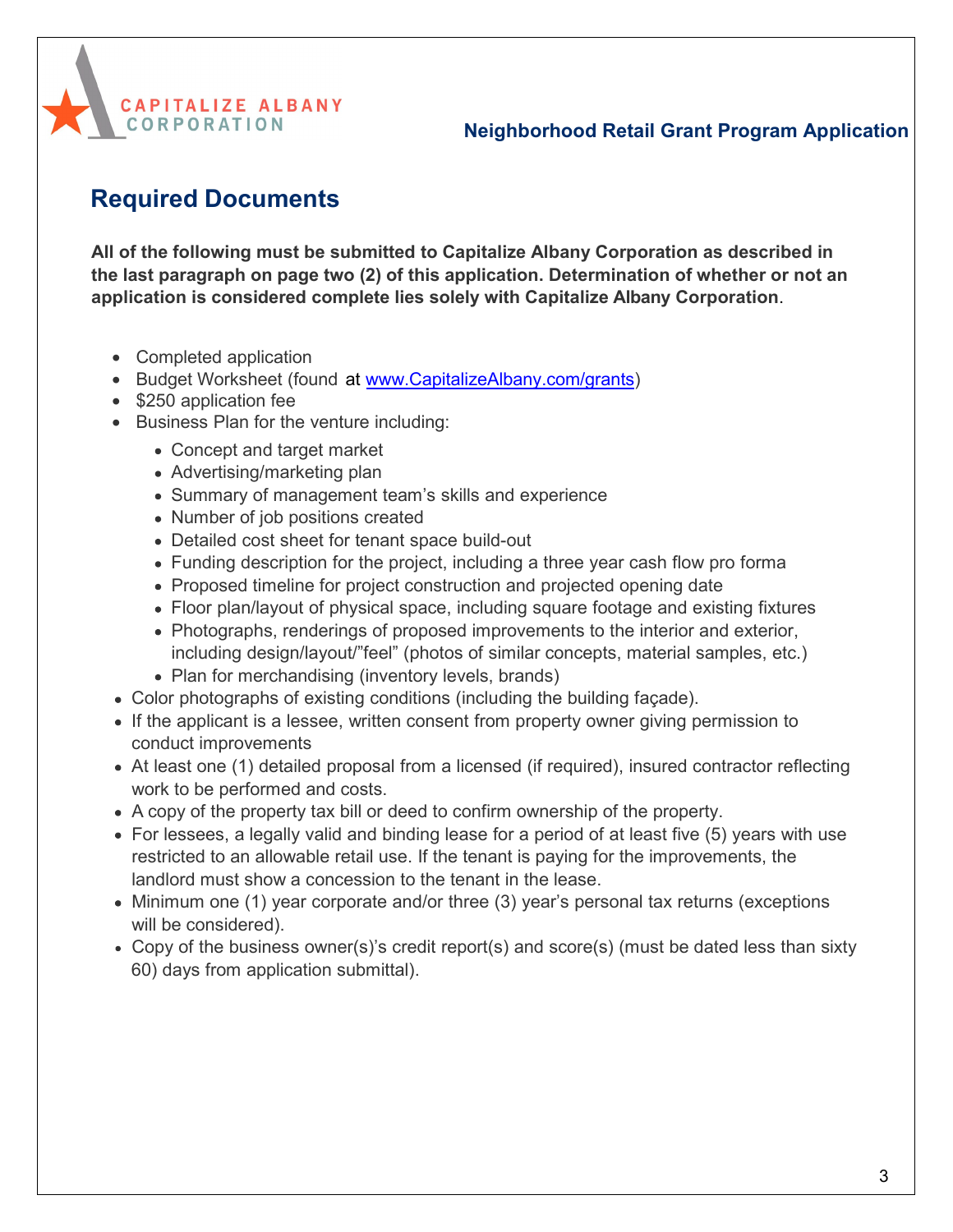## Required Documents

**All of the following must be submitted to Capitalize Albany Corporation as described in the last paragraph on page two (2) of this application. Determination of whether or not an application is considered complete lies solely with Capitalize Albany Corporation**.

- Completed application
- Budget Worksheet (found at www.CapitalizeAlbany.com/grants)
- $250 application fee
- Business Plan for the venture including:
  - Concept and target market
  - Advertising/marketing plan
  - Summary of management team's skills and experience
  - Number of job positions created
  - Detailed cost sheet for tenant space build-out
  - Funding description for the project, including a three year cash flow pro forma
  - Proposed timeline for project construction and projected opening date
  - Floor plan/layout of physical space, including square footage and existing fixtures
  - Photographs, renderings of proposed improvements to the interior and exterior, including design/layout/"feel" (photos of similar concepts, material samples, etc.)
  - Plan for merchandising (inventory levels, brands)
- Color photographs of existing conditions (including the building façade).
- If the applicant is a lessee, written consent from property owner giving permission to conduct improvements
- At least one (1) detailed proposal from a licensed (if required), insured contractor reflecting work to be performed and costs.
- A copy of the property tax bill or deed to confirm ownership of the property.
- For lessees, a legally valid and binding lease for a period of at least five (5) years with use restricted to an allowable retail use. If the tenant is paying for the improvements, the landlord must show a concession to the tenant in the lease.
- Minimum one (1) year corporate and/or three (3) year's personal tax returns (exceptions will be considered).
- Copy of the business owner(s)'s credit report(s) and score(s) (must be dated less than sixty 60) days from application submittal).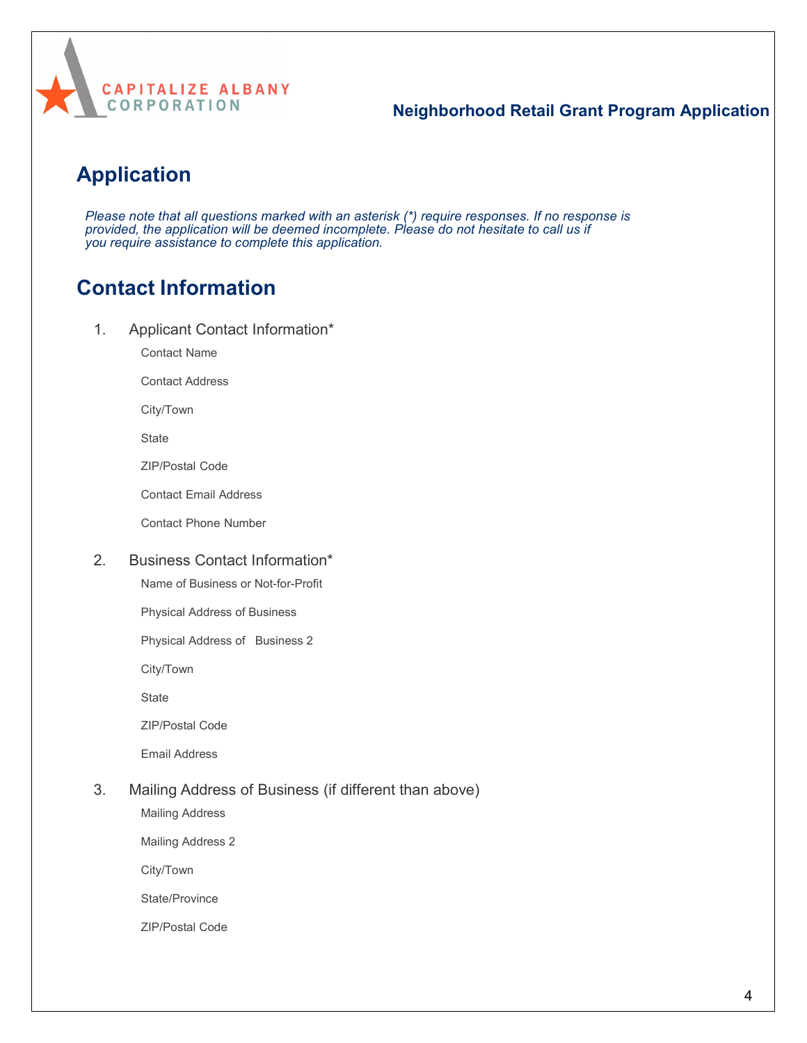CAPITALIZE ALBANY CORPORATION

**Neighborhood Retail Grant Program Application**

# Application

*Please note that all questions marked with an asterisk (*) require responses. If no response is provided, the application will be deemed incomplete. Please do not hesitate to call us if you require assistance to complete this application.*

# Contact Information

1. Applicant Contact Information*

   Contact Name

   Contact Address

   City/Town

   State

   ZIP/Postal Code

   Contact Email Address

   Contact Phone Number

2. Business Contact Information*

   Name of Business or Not-for-Profit

   Physical Address of Business

   Physical Address of Business 2

   City/Town

   State

   ZIP/Postal Code

   Email Address

3. Mailing Address of Business (if different than above)

   Mailing Address

   Mailing Address 2

   City/Town

   State/Province

   ZIP/Postal Code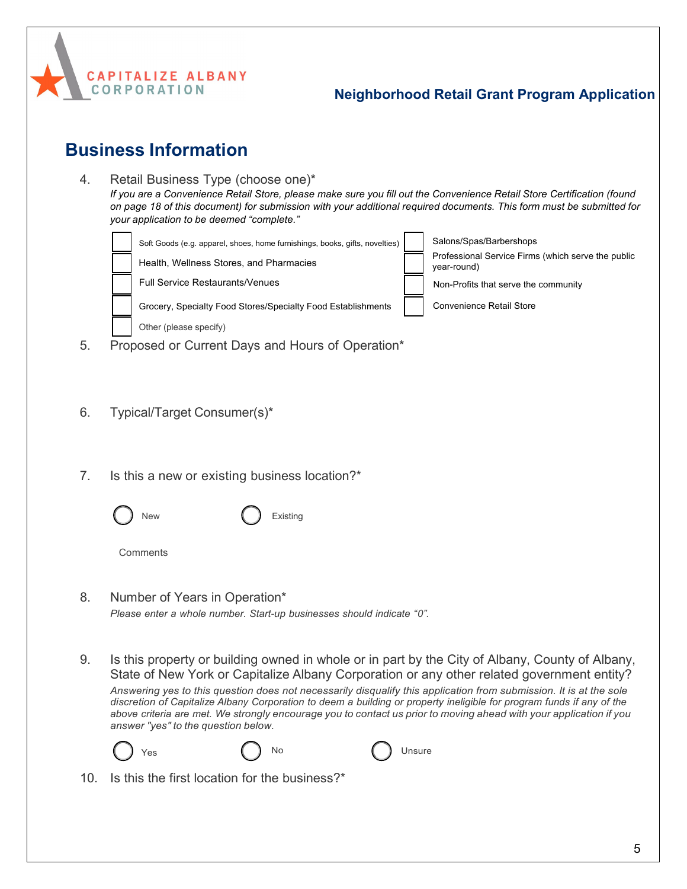CAPITALIZE ALBANY CORPORATION

**Neighborhood Retail Grant Program Application**

## Business Information

4. Retail Business Type (choose one)*

   *If you are a Convenience Retail Store, please make sure you fill out the Convenience Retail Store Certification (found on page 18 of this document) for submission with your additional required documents. This form must be submitted for your application to be deemed "complete."*

   - [ ] Soft Goods (e.g. apparel, shoes, home furnishings, books, gifts, novelties)
   - [ ] Health, Wellness Stores, and Pharmacies
   - [ ] Full Service Restaurants/Venues
   - [ ] Grocery, Specialty Food Stores/Specialty Food Establishments
   - [ ] Other (please specify)
   - [ ] Salons/Spas/Barbershops
   - [ ] Professional Service Firms (which serve the public year-round)
   - [ ] Non-Profits that serve the community
   - [ ] Convenience Retail Store

5. Proposed or Current Days and Hours of Operation*

6. Typical/Target Consumer(s)*

7. Is this a new or existing business location?*

   ◯ New ◯ Existing

   Comments

8. Number of Years in Operation*

   *Please enter a whole number. Start-up businesses should indicate "0".*

9. Is this property or building owned in whole or in part by the City of Albany, County of Albany, State of New York or Capitalize Albany Corporation or any other related government entity?

   *Answering yes to this question does not necessarily disqualify this application from submission. It is at the sole discretion of Capitalize Albany Corporation to deem a building or property ineligible for program funds if any of the above criteria are met. We strongly encourage you to contact us prior to moving ahead with your application if you answer "yes" to the question below.*

   ◯ Yes ◯ No ◯ Unsure

10. Is this the first location for the business?*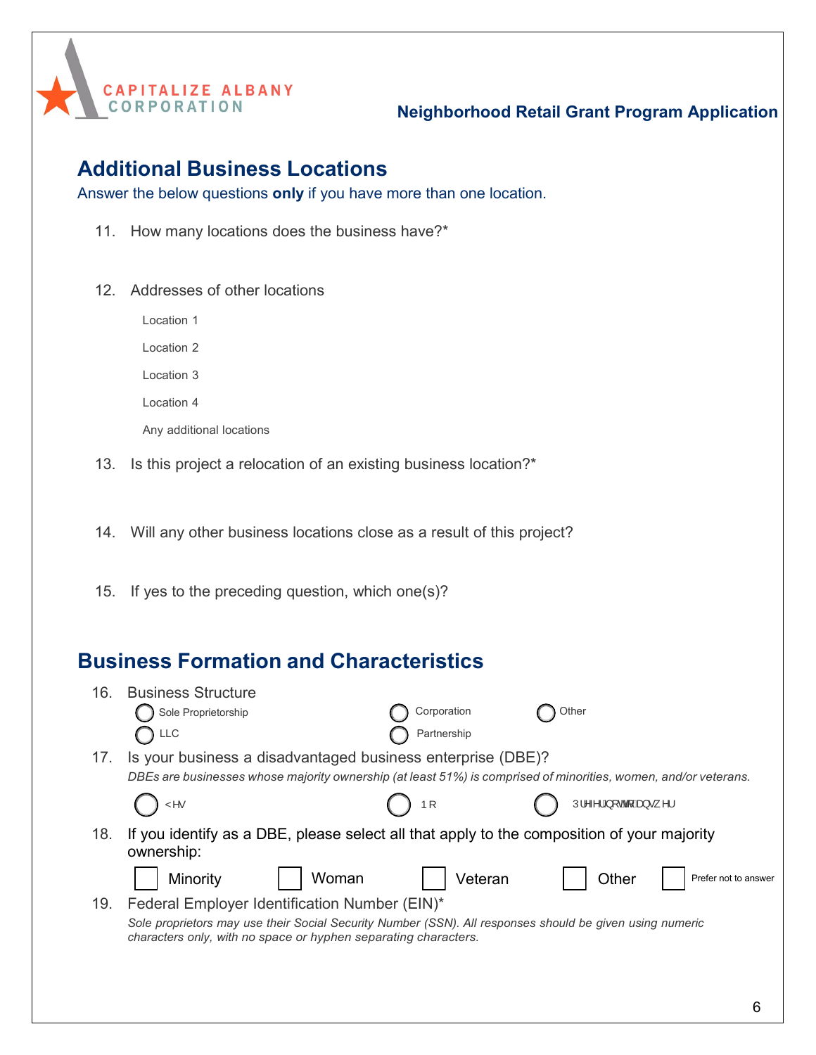## Additional Business Locations

Answer the below questions **only** if you have more than one location.

11. How many locations does the business have?*

12. Addresses of other locations

    Location 1

    Location 2

    Location 3

    Location 4

    Any additional locations

13. Is this project a relocation of an existing business location?*

14. Will any other business locations close as a result of this project?

15. If yes to the preceding question, which one(s)?

## Business Formation and Characteristics

16. Business Structure

    ○ Sole Proprietorship ○ Corporation ○ Other
    ○ LLC ○ Partnership

17. Is your business a disadvantaged business enterprise (DBE)?

    *DBEs are businesses whose majority ownership (at least 51%) is comprised of minorities, women, and/or veterans.*

    ○ <HV ○ 1R ○ 3UHIHUQRWWRDQVZHU

18. If you identify as a DBE, please select all that apply to the composition of your majority ownership:

    ☐ Minority ☐ Woman ☐ Veteran ☐ Other ☐ Prefer not to answer

19. Federal Employer Identification Number (EIN)*

    *Sole proprietors may use their Social Security Number (SSN). All responses should be given using numeric characters only, with no space or hyphen separating characters.*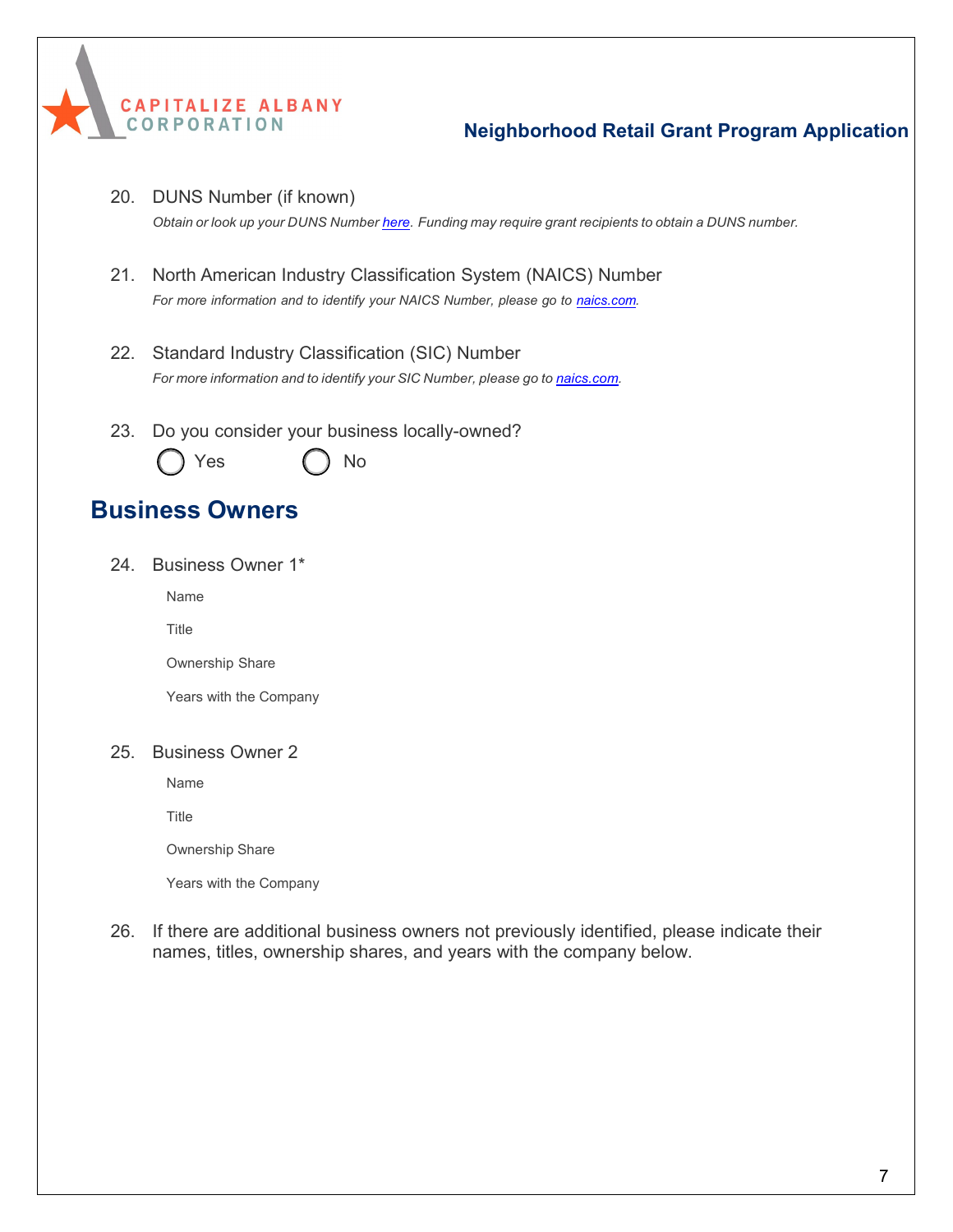20. DUNS Number (if known)

    *Obtain or look up your DUNS Number [here](). Funding may require grant recipients to obtain a DUNS number.*

21. North American Industry Classification System (NAICS) Number

    *For more information and to identify your NAICS Number, please go to [naics.com]().*

22. Standard Industry Classification (SIC) Number

    *For more information and to identify your SIC Number, please go to [naics.com]().*

23. Do you consider your business locally-owned?

    ◯ Yes ◯ No

## Business Owners

24. Business Owner 1*

    Name

    Title

    Ownership Share

    Years with the Company

25. Business Owner 2

    Name

    Title

    Ownership Share

    Years with the Company

26. If there are additional business owners not previously identified, please indicate their names, titles, ownership shares, and years with the company below.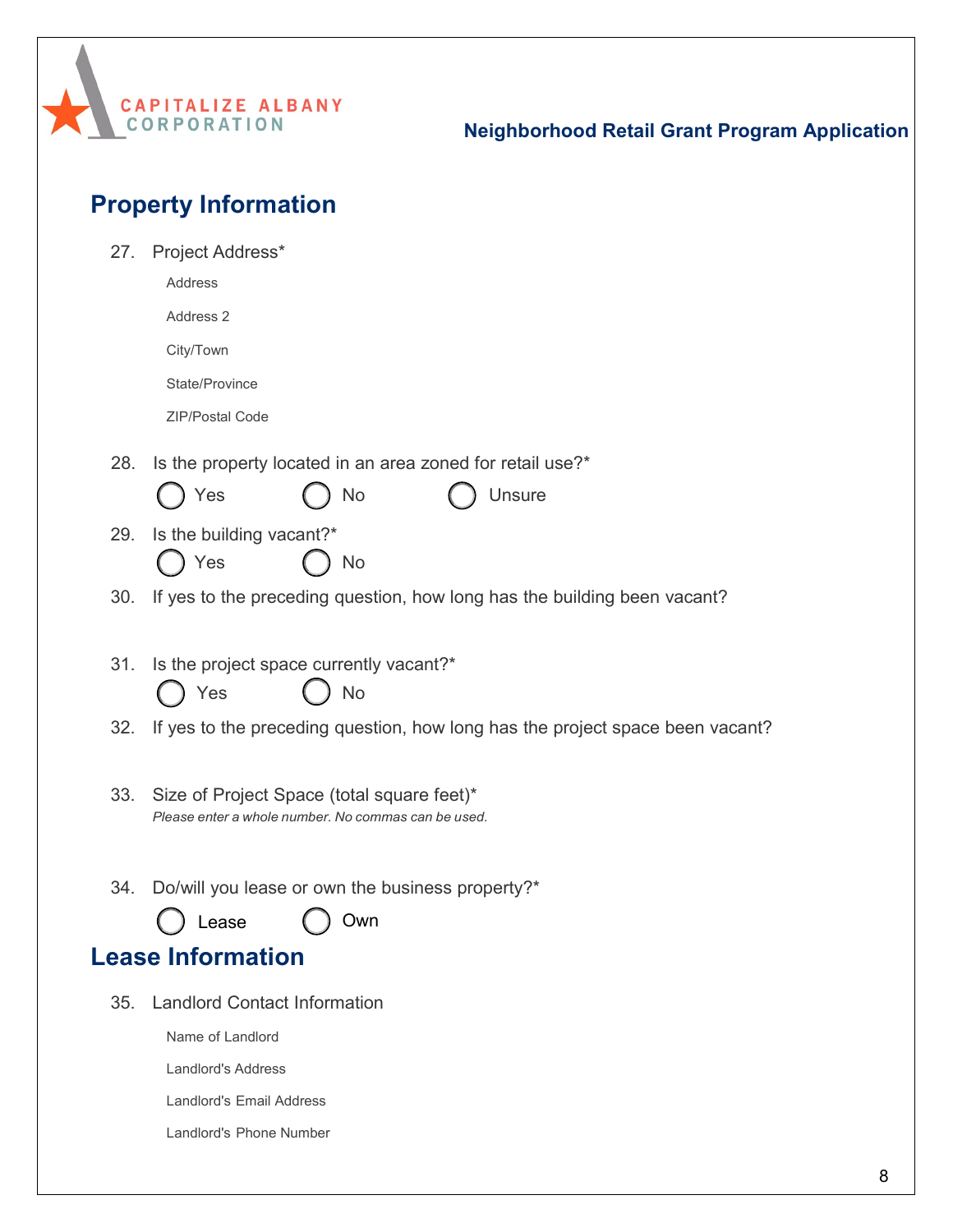## Property Information

27. Project Address*

    Address

    Address 2

    City/Town

    State/Province

    ZIP/Postal Code

28. Is the property located in an area zoned for retail use?*

    ◯ Yes ◯ No ◯ Unsure

29. Is the building vacant?*

    ◯ Yes ◯ No

30. If yes to the preceding question, how long has the building been vacant?

31. Is the project space currently vacant?*

    ◯ Yes ◯ No

32. If yes to the preceding question, how long has the project space been vacant?

33. Size of Project Space (total square feet)*

    *Please enter a whole number. No commas can be used.*

34. Do/will you lease or own the business property?*

    ◯ Lease ◯ Own

## Lease Information

35. Landlord Contact Information

    Name of Landlord

    Landlord's Address

    Landlord's Email Address

    Landlord's Phone Number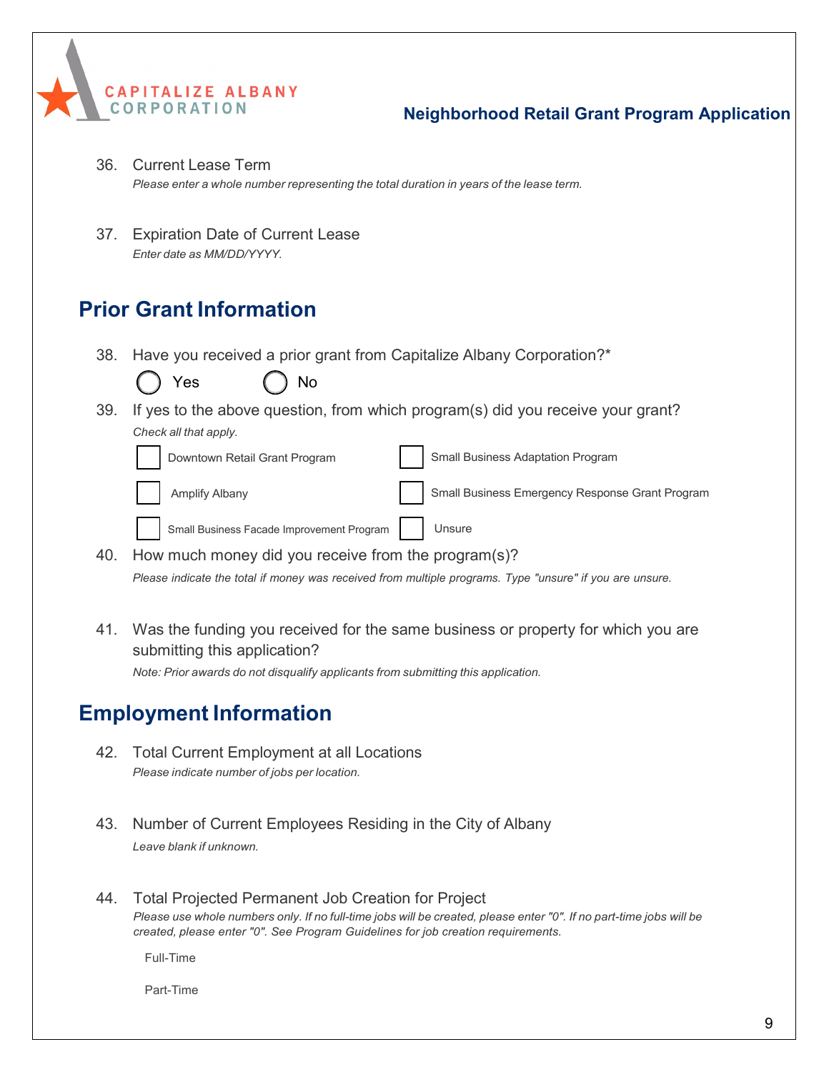36. Current Lease Term
    *Please enter a whole number representing the total duration in years of the lease term.*

37. Expiration Date of Current Lease
    *Enter date as MM/DD/YYYY.*

## Prior Grant Information

38. Have you received a prior grant from Capitalize Albany Corporation?*
    - ◯ Yes
    - ◯ No

39. If yes to the above question, from which program(s) did you receive your grant?
    *Check all that apply.*
    - ☐ Downtown Retail Grant Program
    - ☐ Small Business Adaptation Program
    - ☐ Amplify Albany
    - ☐ Small Business Emergency Response Grant Program
    - ☐ Small Business Facade Improvement Program
    - ☐ Unsure

40. How much money did you receive from the program(s)?
    *Please indicate the total if money was received from multiple programs. Type "unsure" if you are unsure.*

41. Was the funding you received for the same business or property for which you are submitting this application?
    *Note: Prior awards do not disqualify applicants from submitting this application.*

## Employment Information

42. Total Current Employment at all Locations
    *Please indicate number of jobs per location.*

43. Number of Current Employees Residing in the City of Albany
    *Leave blank if unknown.*

44. Total Projected Permanent Job Creation for Project
    *Please use whole numbers only. If no full-time jobs will be created, please enter "0". If no part-time jobs will be created, please enter "0". See Program Guidelines for job creation requirements.*

    Full-Time

    Part-Time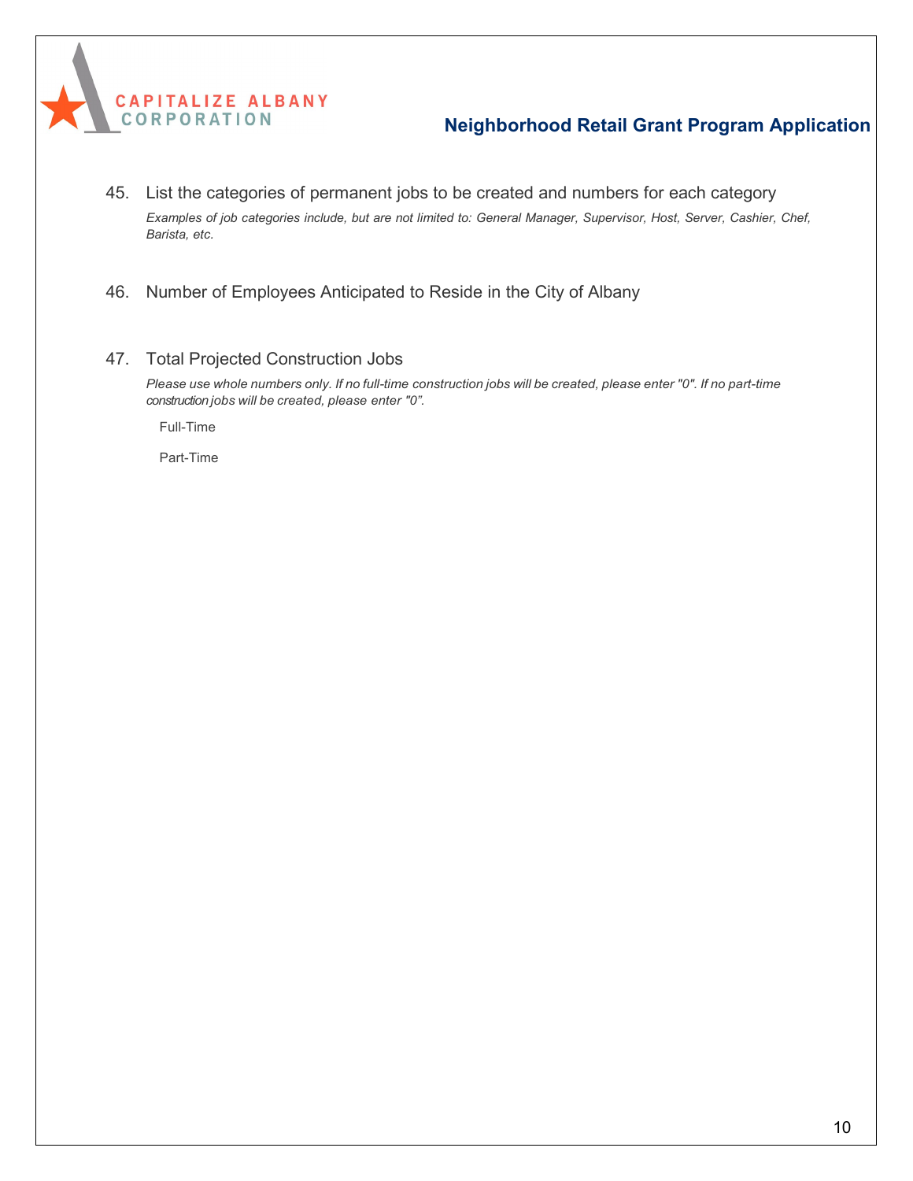45. List the categories of permanent jobs to be created and numbers for each category

    *Examples of job categories include, but are not limited to: General Manager, Supervisor, Host, Server, Cashier, Chef, Barista, etc.*

46. Number of Employees Anticipated to Reside in the City of Albany

47. Total Projected Construction Jobs

    *Please use whole numbers only. If no full-time construction jobs will be created, please enter "0". If no part-time construction jobs will be created, please enter "0".*

    Full-Time

    Part-Time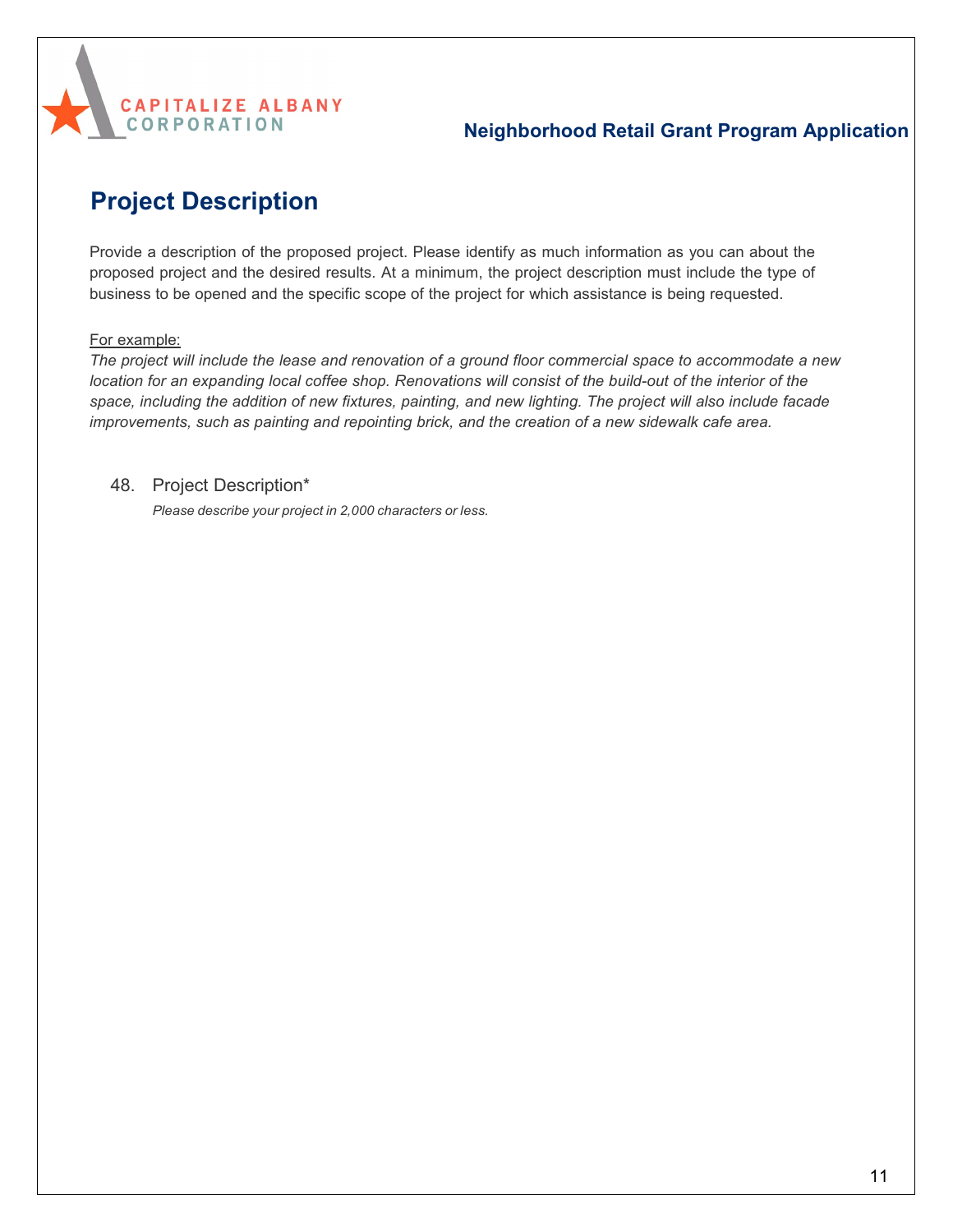# Project Description

Provide a description of the proposed project. Please identify as much information as you can about the proposed project and the desired results. At a minimum, the project description must include the type of business to be opened and the specific scope of the project for which assistance is being requested.

For example:

*The project will include the lease and renovation of a ground floor commercial space to accommodate a new location for an expanding local coffee shop. Renovations will consist of the build-out of the interior of the space, including the addition of new fixtures, painting, and new lighting. The project will also include facade improvements, such as painting and repointing brick, and the creation of a new sidewalk cafe area.*

48. Project Description*

*Please describe your project in 2,000 characters or less.*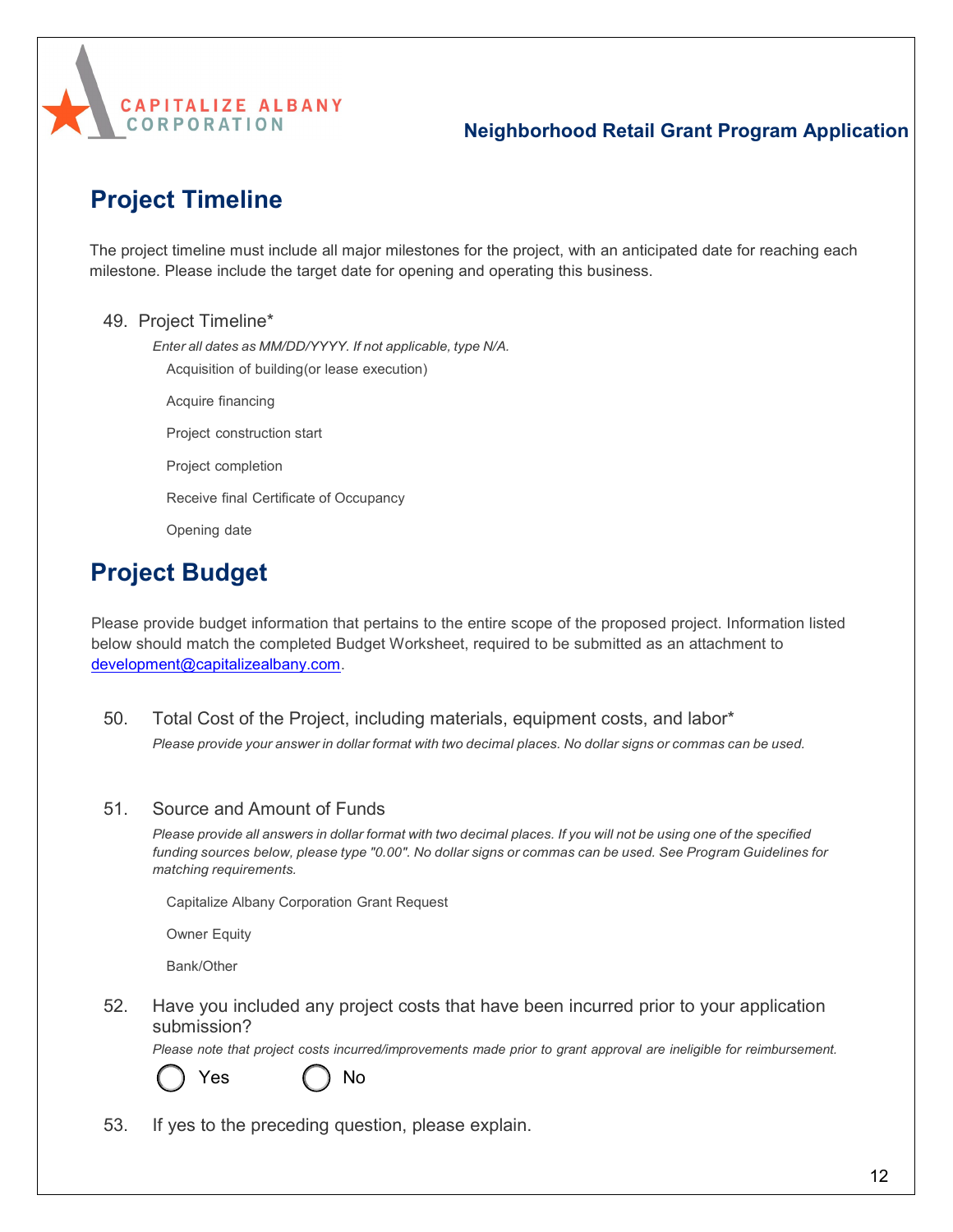## Project Timeline

The project timeline must include all major milestones for the project, with an anticipated date for reaching each milestone. Please include the target date for opening and operating this business.

49. Project Timeline*

    *Enter all dates as MM/DD/YYYY. If not applicable, type N/A.*

    Acquisition of building(or lease execution)

    Acquire financing

    Project construction start

    Project completion

    Receive final Certificate of Occupancy

    Opening date

## Project Budget

Please provide budget information that pertains to the entire scope of the proposed project. Information listed below should match the completed Budget Worksheet, required to be submitted as an attachment to development@capitalizealbany.com.

50. Total Cost of the Project, including materials, equipment costs, and labor*

    *Please provide your answer in dollar format with two decimal places. No dollar signs or commas can be used.*

51. Source and Amount of Funds

    *Please provide all answers in dollar format with two decimal places. If you will not be using one of the specified funding sources below, please type "0.00". No dollar signs or commas can be used. See Program Guidelines for matching requirements.*

    Capitalize Albany Corporation Grant Request

    Owner Equity

    Bank/Other

52. Have you included any project costs that have been incurred prior to your application submission?

    *Please note that project costs incurred/improvements made prior to grant approval are ineligible for reimbursement.*

    ◯ Yes ◯ No

53. If yes to the preceding question, please explain.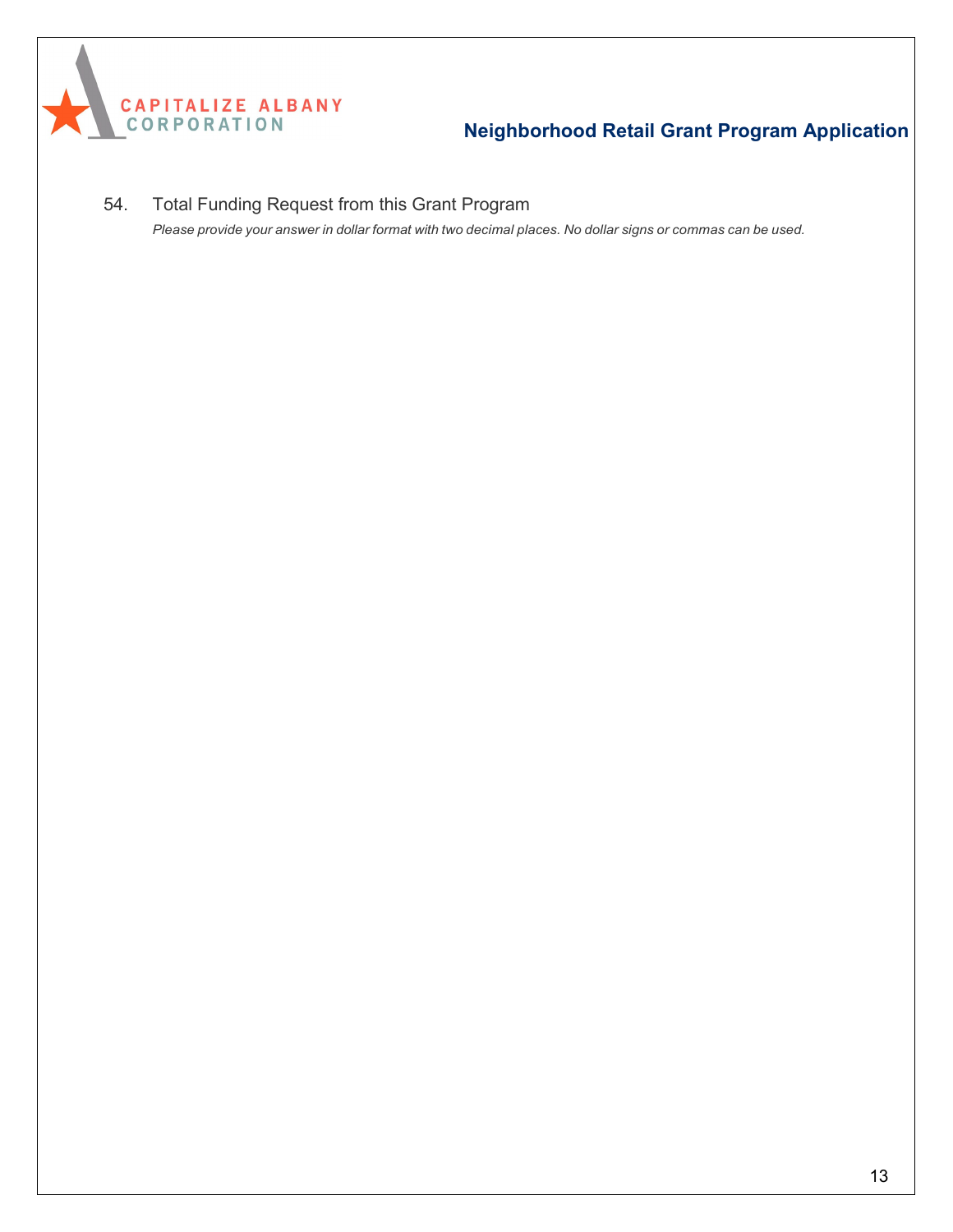54. Total Funding Request from this Grant Program

*Please provide your answer in dollar format with two decimal places. No dollar signs or commas can be used.*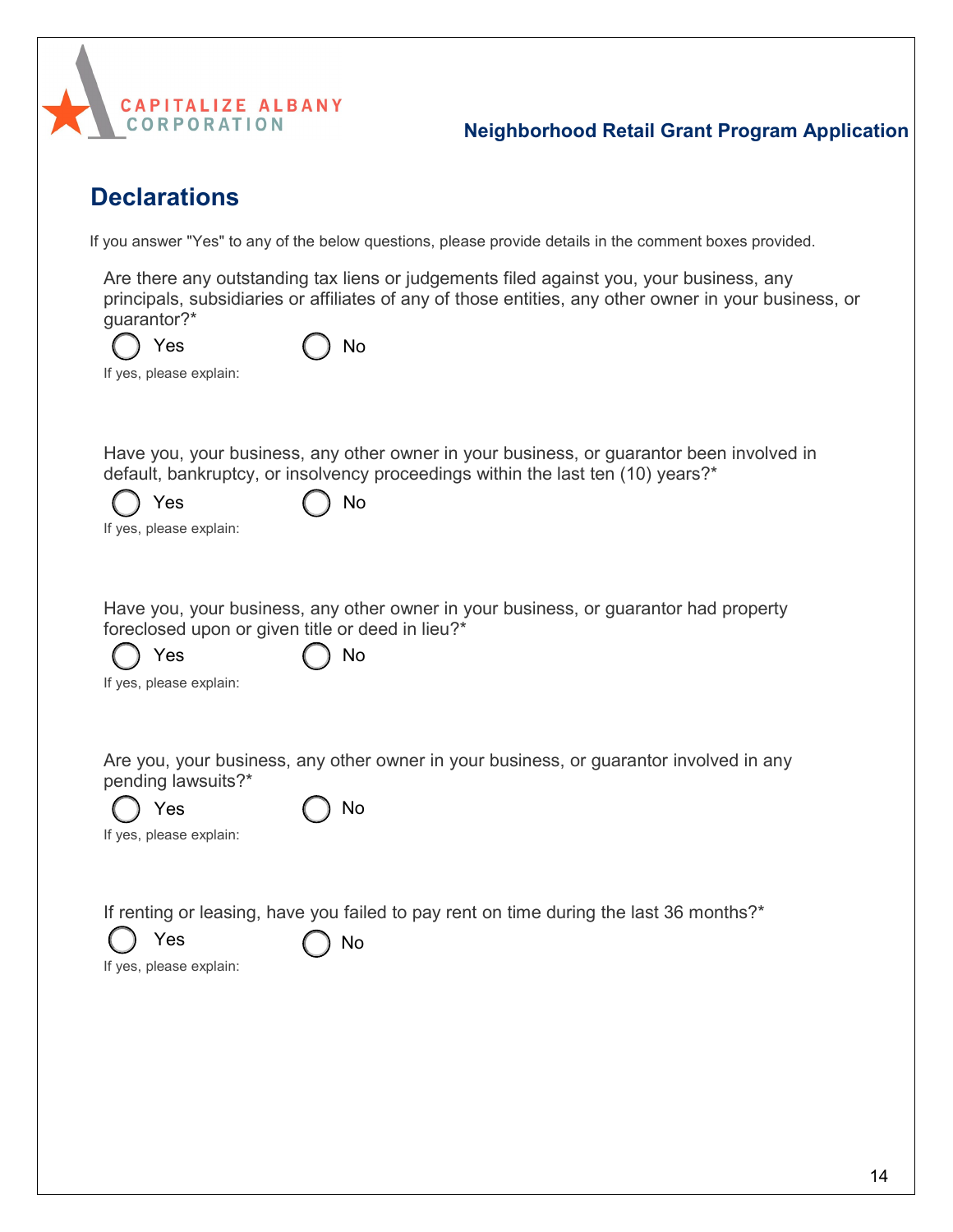## Declarations

If you answer "Yes" to any of the below questions, please provide details in the comment boxes provided.

Are there any outstanding tax liens or judgements filed against you, your business, any principals, subsidiaries or affiliates of any of those entities, any other owner in your business, or guarantor?*

◯ Yes ◯ No

If yes, please explain:

Have you, your business, any other owner in your business, or guarantor been involved in default, bankruptcy, or insolvency proceedings within the last ten (10) years?*

◯ Yes ◯ No

If yes, please explain:

Have you, your business, any other owner in your business, or guarantor had property foreclosed upon or given title or deed in lieu?*

◯ Yes ◯ No

If yes, please explain:

Are you, your business, any other owner in your business, or guarantor involved in any pending lawsuits?*

◯ Yes ◯ No

If yes, please explain:

If renting or leasing, have you failed to pay rent on time during the last 36 months?*

◯ Yes ◯ No

If yes, please explain: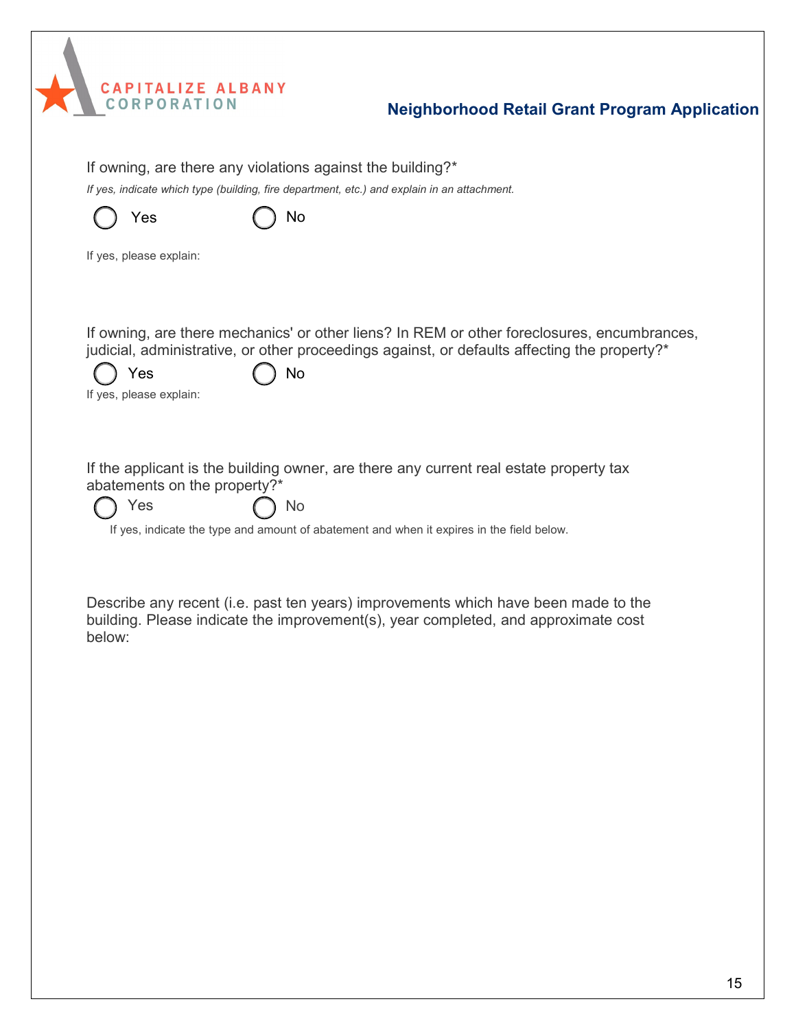If owning, are there any violations against the building?*

*If yes, indicate which type (building, fire department, etc.) and explain in an attachment.*

◯ Yes ◯ No

If yes, please explain:

If owning, are there mechanics' or other liens? In REM or other foreclosures, encumbrances, judicial, administrative, or other proceedings against, or defaults affecting the property?*

◯ Yes ◯ No

If yes, please explain:

If the applicant is the building owner, are there any current real estate property tax abatements on the property?*

◯ Yes ◯ No

If yes, indicate the type and amount of abatement and when it expires in the field below.

Describe any recent (i.e. past ten years) improvements which have been made to the building. Please indicate the improvement(s), year completed, and approximate cost below: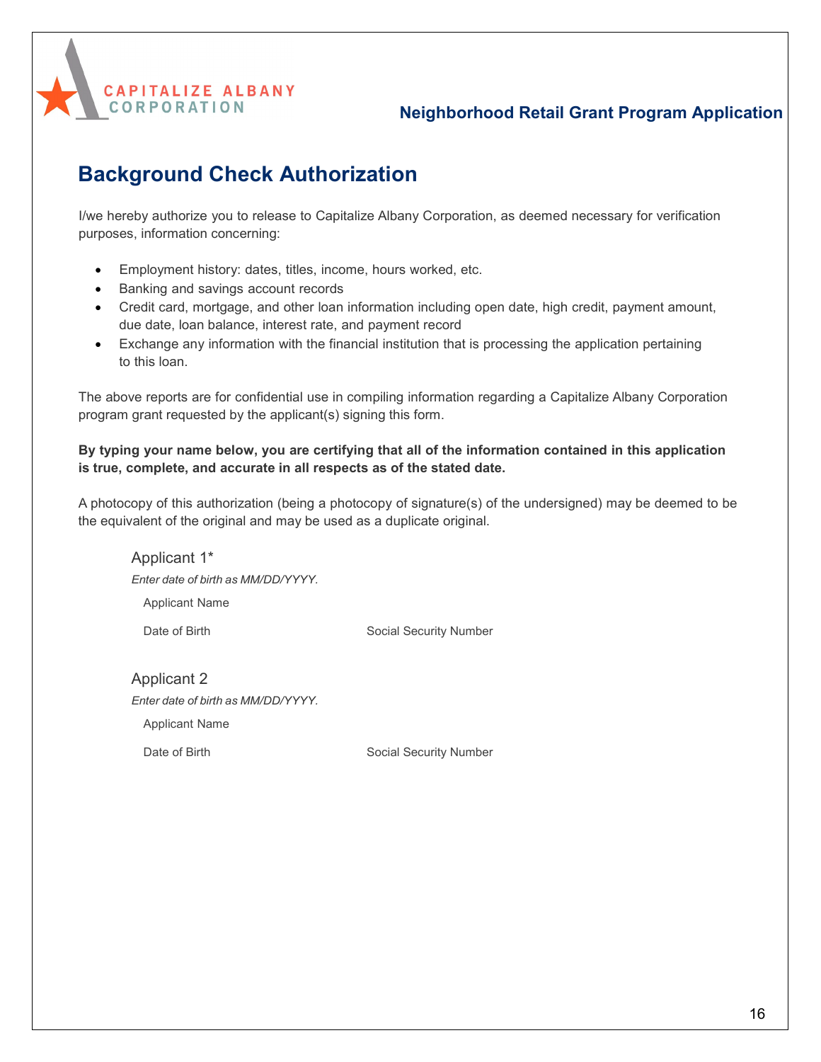CAPITALIZE ALBANY CORPORATION

**Neighborhood Retail Grant Program Application**

# Background Check Authorization

I/we hereby authorize you to release to Capitalize Albany Corporation, as deemed necessary for verification purposes, information concerning:

- Employment history: dates, titles, income, hours worked, etc.
- Banking and savings account records
- Credit card, mortgage, and other loan information including open date, high credit, payment amount, due date, loan balance, interest rate, and payment record
- Exchange any information with the financial institution that is processing the application pertaining to this loan.

The above reports are for confidential use in compiling information regarding a Capitalize Albany Corporation program grant requested by the applicant(s) signing this form.

**By typing your name below, you are certifying that all of the information contained in this application is true, complete, and accurate in all respects as of the stated date.**

A photocopy of this authorization (being a photocopy of signature(s) of the undersigned) may be deemed to be the equivalent of the original and may be used as a duplicate original.

Applicant 1*

*Enter date of birth as MM/DD/YYYY.*

Applicant Name

Date of Birth | Social Security Number

Applicant 2

*Enter date of birth as MM/DD/YYYY.*

Applicant Name

Date of Birth | Social Security Number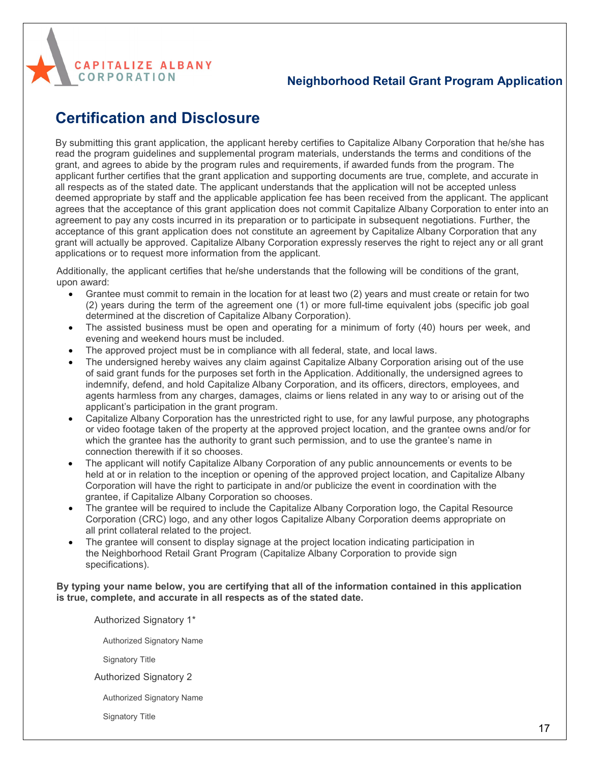## Neighborhood Retail Grant Program Application

# Certification and Disclosure

By submitting this grant application, the applicant hereby certifies to Capitalize Albany Corporation that he/she has read the program guidelines and supplemental program materials, understands the terms and conditions of the grant, and agrees to abide by the program rules and requirements, if awarded funds from the program. The applicant further certifies that the grant application and supporting documents are true, complete, and accurate in all respects as of the stated date. The applicant understands that the application will not be accepted unless deemed appropriate by staff and the applicable application fee has been received from the applicant. The applicant agrees that the acceptance of this grant application does not commit Capitalize Albany Corporation to enter into an agreement to pay any costs incurred in its preparation or to participate in subsequent negotiations. Further, the acceptance of this grant application does not constitute an agreement by Capitalize Albany Corporation that any grant will actually be approved. Capitalize Albany Corporation expressly reserves the right to reject any or all grant applications or to request more information from the applicant.

Additionally, the applicant certifies that he/she understands that the following will be conditions of the grant, upon award:

- Grantee must commit to remain in the location for at least two (2) years and must create or retain for two (2) years during the term of the agreement one (1) or more full-time equivalent jobs (specific job goal determined at the discretion of Capitalize Albany Corporation).
- The assisted business must be open and operating for a minimum of forty (40) hours per week, and evening and weekend hours must be included.
- The approved project must be in compliance with all federal, state, and local laws.
- The undersigned hereby waives any claim against Capitalize Albany Corporation arising out of the use of said grant funds for the purposes set forth in the Application. Additionally, the undersigned agrees to indemnify, defend, and hold Capitalize Albany Corporation, and its officers, directors, employees, and agents harmless from any charges, damages, claims or liens related in any way to or arising out of the applicant's participation in the grant program.
- Capitalize Albany Corporation has the unrestricted right to use, for any lawful purpose, any photographs or video footage taken of the property at the approved project location, and the grantee owns and/or for which the grantee has the authority to grant such permission, and to use the grantee's name in connection therewith if it so chooses.
- The applicant will notify Capitalize Albany Corporation of any public announcements or events to be held at or in relation to the inception or opening of the approved project location, and Capitalize Albany Corporation will have the right to participate in and/or publicize the event in coordination with the grantee, if Capitalize Albany Corporation so chooses.
- The grantee will be required to include the Capitalize Albany Corporation logo, the Capital Resource Corporation (CRC) logo, and any other logos Capitalize Albany Corporation deems appropriate on all print collateral related to the project.
- The grantee will consent to display signage at the project location indicating participation in the Neighborhood Retail Grant Program (Capitalize Albany Corporation to provide sign specifications).

**By typing your name below, you are certifying that all of the information contained in this application is true, complete, and accurate in all respects as of the stated date.**

Authorized Signatory 1*

Authorized Signatory Name

Signatory Title

Authorized Signatory 2

Authorized Signatory Name

Signatory Title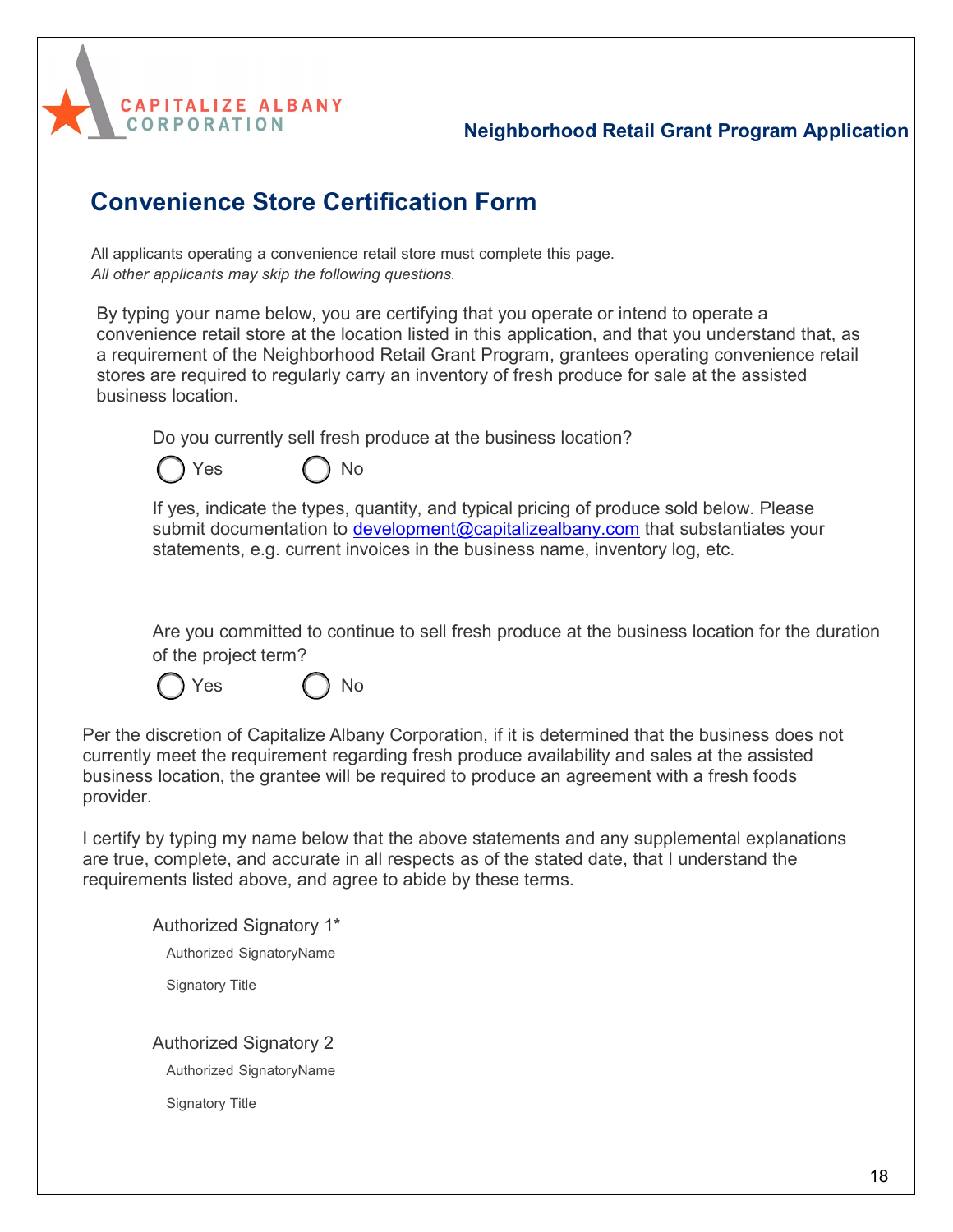Neighborhood Retail Grant Program Application

## Convenience Store Certification Form

All applicants operating a convenience retail store must complete this page.
*All other applicants may skip the following questions.*

By typing your name below, you are certifying that you operate or intend to operate a convenience retail store at the location listed in this application, and that you understand that, as a requirement of the Neighborhood Retail Grant Program, grantees operating convenience retail stores are required to regularly carry an inventory of fresh produce for sale at the assisted business location.

Do you currently sell fresh produce at the business location?

◯ Yes ◯ No

If yes, indicate the types, quantity, and typical pricing of produce sold below. Please submit documentation to [development@capitalizealbany.com](mailto:development@capitalizealbany.com) that substantiates your statements, e.g. current invoices in the business name, inventory log, etc.

Are you committed to continue to sell fresh produce at the business location for the duration of the project term?

◯ Yes ◯ No

Per the discretion of Capitalize Albany Corporation, if it is determined that the business does not currently meet the requirement regarding fresh produce availability and sales at the assisted business location, the grantee will be required to produce an agreement with a fresh foods provider.

I certify by typing my name below that the above statements and any supplemental explanations are true, complete, and accurate in all respects as of the stated date, that I understand the requirements listed above, and agree to abide by these terms.

Authorized Signatory 1*

Authorized SignatoryName

Signatory Title

Authorized Signatory 2

Authorized SignatoryName

Signatory Title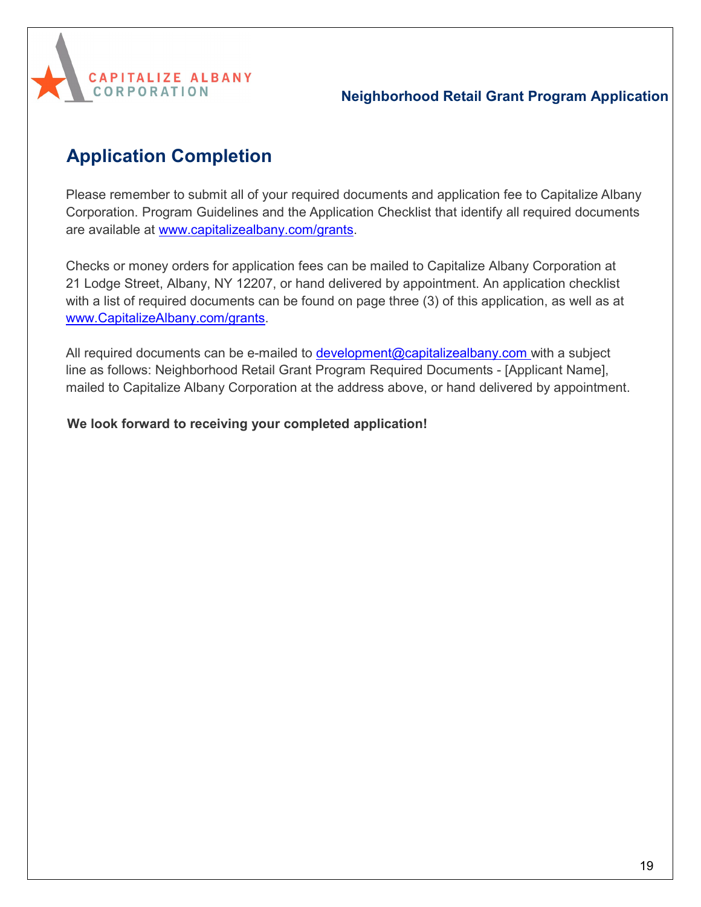## Application Completion

Please remember to submit all of your required documents and application fee to Capitalize Albany Corporation. Program Guidelines and the Application Checklist that identify all required documents are available at [www.capitalizealbany.com/grants](http://www.capitalizealbany.com/grants).

Checks or money orders for application fees can be mailed to Capitalize Albany Corporation at 21 Lodge Street, Albany, NY 12207, or hand delivered by appointment. An application checklist with a list of required documents can be found on page three (3) of this application, as well as at [www.CapitalizeAlbany.com/grants](http://www.CapitalizeAlbany.com/grants).

All required documents can be e-mailed to [development@capitalizealbany.com](mailto:development@capitalizealbany.com) with a subject line as follows: Neighborhood Retail Grant Program Required Documents - [Applicant Name], mailed to Capitalize Albany Corporation at the address above, or hand delivered by appointment.

**We look forward to receiving your completed application!**